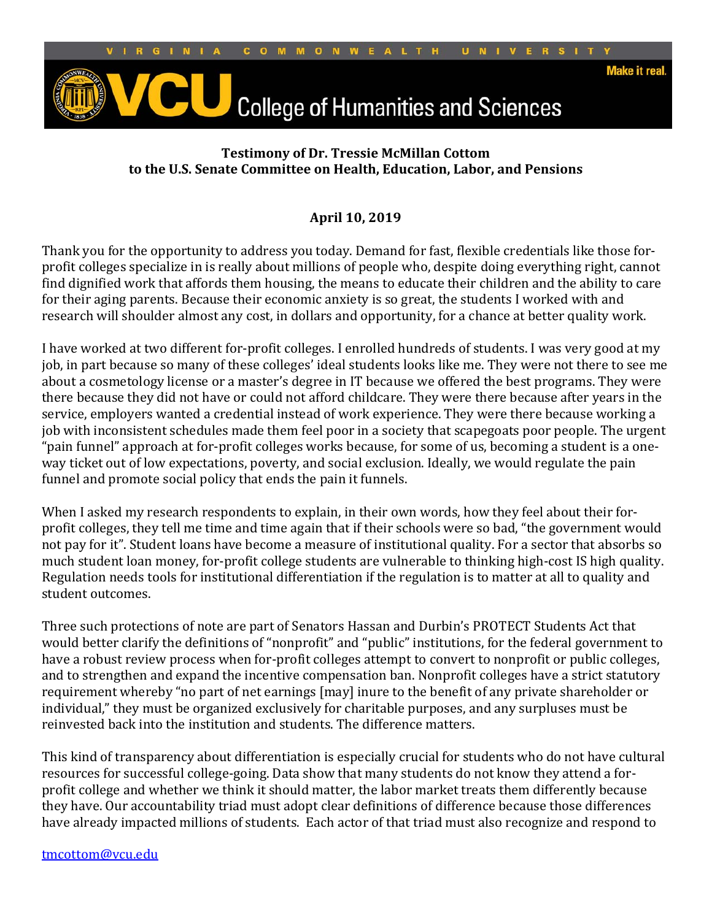**Testimony of Dr. Tressie McMillan Cottom**
**to the U.S. Senate Committee on Health, Education, Labor, and Pensions**

**April 10, 2019**

Thank you for the opportunity to address you today. Demand for fast, flexible credentials like those for-profit colleges specialize in is really about millions of people who, despite doing everything right, cannot find dignified work that affords them housing, the means to educate their children and the ability to care for their aging parents. Because their economic anxiety is so great, the students I worked with and research will shoulder almost any cost, in dollars and opportunity, for a chance at better quality work.

I have worked at two different for-profit colleges. I enrolled hundreds of students. I was very good at my job, in part because so many of these colleges' ideal students looks like me. They were not there to see me about a cosmetology license or a master's degree in IT because we offered the best programs. They were there because they did not have or could not afford childcare. They were there because after years in the service, employers wanted a credential instead of work experience. They were there because working a job with inconsistent schedules made them feel poor in a society that scapegoats poor people. The urgent "pain funnel" approach at for-profit colleges works because, for some of us, becoming a student is a one-way ticket out of low expectations, poverty, and social exclusion. Ideally, we would regulate the pain funnel and promote social policy that ends the pain it funnels.

When I asked my research respondents to explain, in their own words, how they feel about their for-profit colleges, they tell me time and time again that if their schools were so bad, "the government would not pay for it". Student loans have become a measure of institutional quality. For a sector that absorbs so much student loan money, for-profit college students are vulnerable to thinking high-cost IS high quality. Regulation needs tools for institutional differentiation if the regulation is to matter at all to quality and student outcomes.

Three such protections of note are part of Senators Hassan and Durbin's PROTECT Students Act that would better clarify the definitions of "nonprofit" and "public" institutions, for the federal government to have a robust review process when for-profit colleges attempt to convert to nonprofit or public colleges, and to strengthen and expand the incentive compensation ban. Nonprofit colleges have a strict statutory requirement whereby "no part of net earnings [may] inure to the benefit of any private shareholder or individual," they must be organized exclusively for charitable purposes, and any surpluses must be reinvested back into the institution and students. The difference matters.

This kind of transparency about differentiation is especially crucial for students who do not have cultural resources for successful college-going. Data show that many students do not know they attend a for-profit college and whether we think it should matter, the labor market treats them differently because they have. Our accountability triad must adopt clear definitions of difference because those differences have already impacted millions of students. Each actor of that triad must also recognize and respond to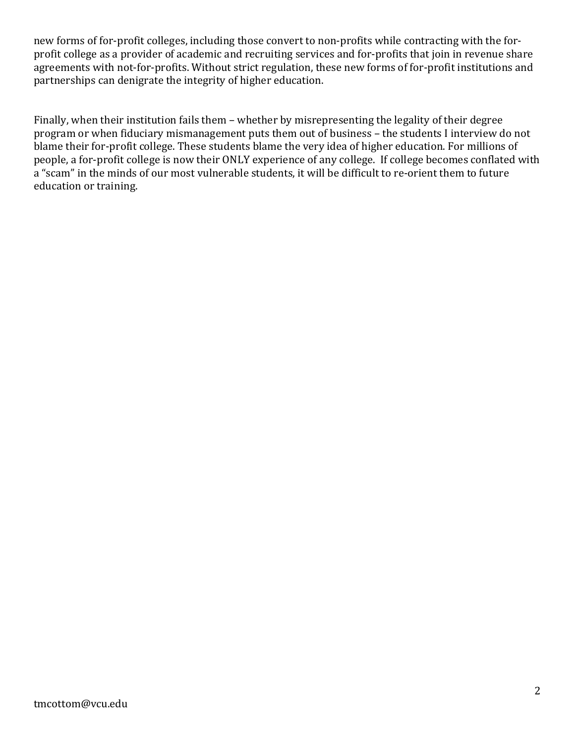new forms of for-profit colleges, including those convert to non-profits while contracting with the for-profit college as a provider of academic and recruiting services and for-profits that join in revenue share agreements with not-for-profits. Without strict regulation, these new forms of for-profit institutions and partnerships can denigrate the integrity of higher education.

Finally, when their institution fails them – whether by misrepresenting the legality of their degree program or when fiduciary mismanagement puts them out of business – the students I interview do not blame their for-profit college. These students blame the very idea of higher education. For millions of people, a for-profit college is now their ONLY experience of any college. If college becomes conflated with a "scam" in the minds of our most vulnerable students, it will be difficult to re-orient them to future education or training.

tmcottom@vcu.edu